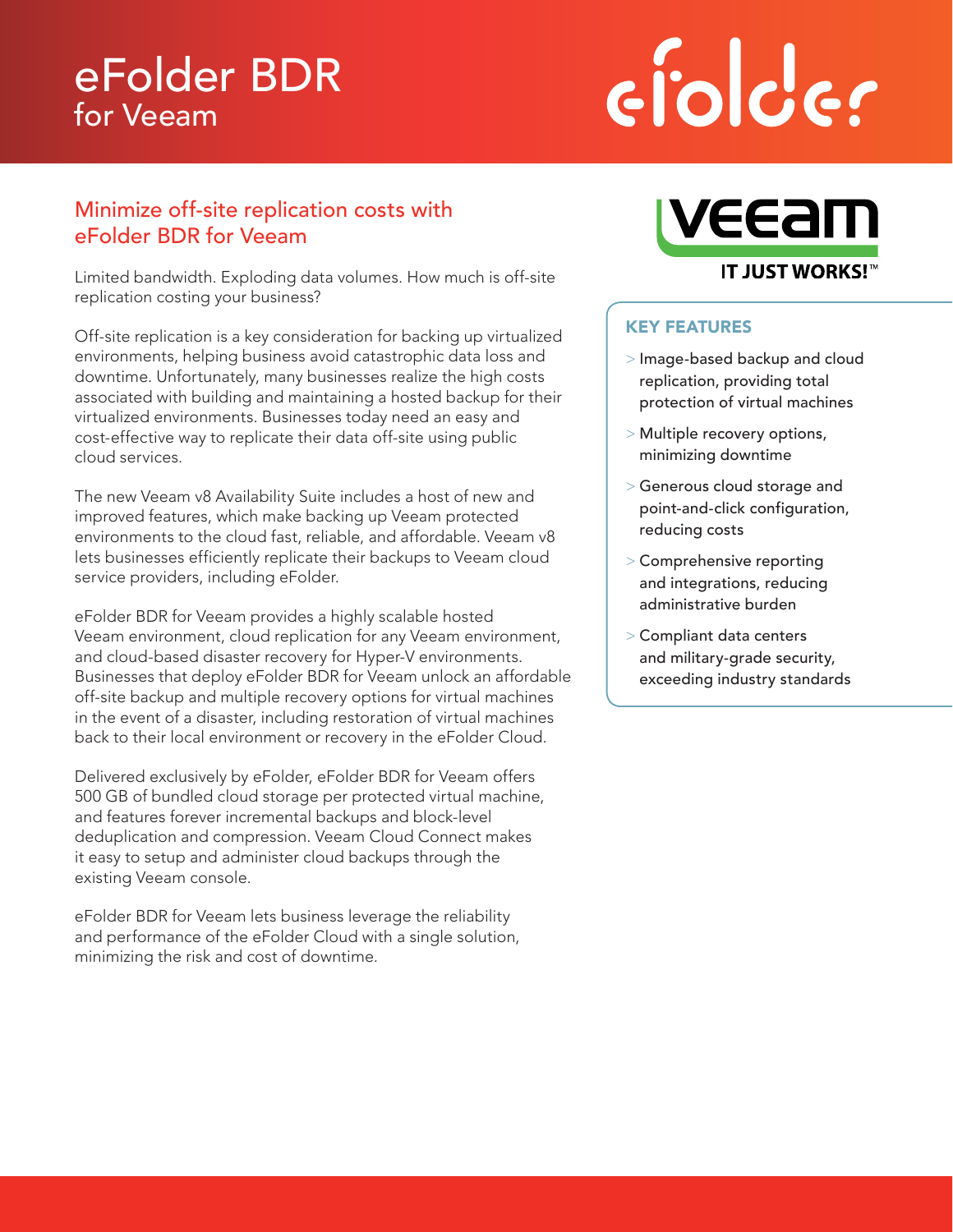# eFolder BDR
for Veeam

## Minimize off-site replication costs with eFolder BDR for Veeam

Limited bandwidth. Exploding data volumes. How much is off-site replication costing your business?

Off-site replication is a key consideration for backing up virtualized environments, helping business avoid catastrophic data loss and downtime. Unfortunately, many businesses realize the high costs associated with building and maintaining a hosted backup for their virtualized environments. Businesses today need an easy and cost-effective way to replicate their data off-site using public cloud services.

The new Veeam v8 Availability Suite includes a host of new and improved features, which make backing up Veeam protected environments to the cloud fast, reliable, and affordable. Veeam v8 lets businesses efficiently replicate their backups to Veeam cloud service providers, including eFolder.

eFolder BDR for Veeam provides a highly scalable hosted Veeam environment, cloud replication for any Veeam environment, and cloud-based disaster recovery for Hyper-V environments. Businesses that deploy eFolder BDR for Veeam unlock an affordable off-site backup and multiple recovery options for virtual machines in the event of a disaster, including restoration of virtual machines back to their local environment or recovery in the eFolder Cloud.

Delivered exclusively by eFolder, eFolder BDR for Veeam offers 500 GB of bundled cloud storage per protected virtual machine, and features forever incremental backups and block-level deduplication and compression. Veeam Cloud Connect makes it easy to setup and administer cloud backups through the existing Veeam console.

eFolder BDR for Veeam lets business leverage the reliability and performance of the eFolder Cloud with a single solution, minimizing the risk and cost of downtime.

### KEY FEATURES

- Image-based backup and cloud replication, providing total protection of virtual machines
- Multiple recovery options, minimizing downtime
- Generous cloud storage and point-and-click configuration, reducing costs
- Comprehensive reporting and integrations, reducing administrative burden
- Compliant data centers and military-grade security, exceeding industry standards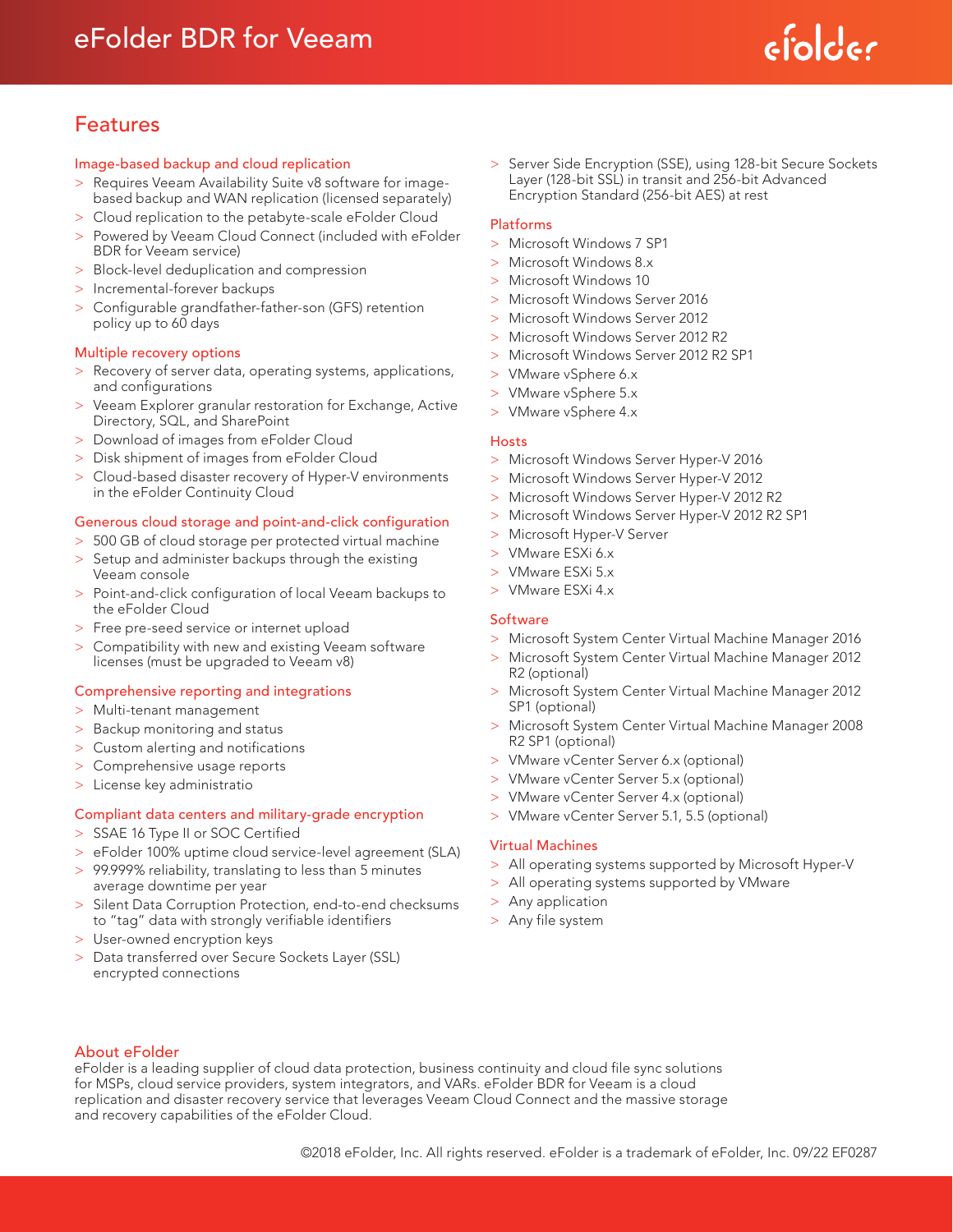# eFolder BDR for Veeam

## Features

### Image-based backup and cloud replication

- Requires Veeam Availability Suite v8 software for image-based backup and WAN replication (licensed separately)
- Cloud replication to the petabyte-scale eFolder Cloud
- Powered by Veeam Cloud Connect (included with eFolder BDR for Veeam service)
- Block-level deduplication and compression
- Incremental-forever backups
- Configurable grandfather-father-son (GFS) retention policy up to 60 days

### Multiple recovery options

- Recovery of server data, operating systems, applications, and configurations
- Veeam Explorer granular restoration for Exchange, Active Directory, SQL, and SharePoint
- Download of images from eFolder Cloud
- Disk shipment of images from eFolder Cloud
- Cloud-based disaster recovery of Hyper-V environments in the eFolder Continuity Cloud

### Generous cloud storage and point-and-click configuration

- 500 GB of cloud storage per protected virtual machine
- Setup and administer backups through the existing Veeam console
- Point-and-click configuration of local Veeam backups to the eFolder Cloud
- Free pre-seed service or internet upload
- Compatibility with new and existing Veeam software licenses (must be upgraded to Veeam v8)

### Comprehensive reporting and integrations

- Multi-tenant management
- Backup monitoring and status
- Custom alerting and notifications
- Comprehensive usage reports
- License key administratio

### Compliant data centers and military-grade encryption

- SSAE 16 Type II or SOC Certified
- eFolder 100% uptime cloud service-level agreement (SLA)
- 99.999% reliability, translating to less than 5 minutes average downtime per year
- Silent Data Corruption Protection, end-to-end checksums to "tag" data with strongly verifiable identifiers
- User-owned encryption keys
- Data transferred over Secure Sockets Layer (SSL) encrypted connections
- Server Side Encryption (SSE), using 128-bit Secure Sockets Layer (128-bit SSL) in transit and 256-bit Advanced Encryption Standard (256-bit AES) at rest

### Platforms

- Microsoft Windows 7 SP1
- Microsoft Windows 8.x
- Microsoft Windows 10
- Microsoft Windows Server 2016
- Microsoft Windows Server 2012
- Microsoft Windows Server 2012 R2
- Microsoft Windows Server 2012 R2 SP1
- VMware vSphere 6.x
- VMware vSphere 5.x
- VMware vSphere 4.x

### Hosts

- Microsoft Windows Server Hyper-V 2016
- Microsoft Windows Server Hyper-V 2012
- Microsoft Windows Server Hyper-V 2012 R2
- Microsoft Windows Server Hyper-V 2012 R2 SP1
- Microsoft Hyper-V Server
- VMware ESXi 6.x
- VMware ESXi 5.x
- VMware ESXi 4.x

### Software

- Microsoft System Center Virtual Machine Manager 2016
- Microsoft System Center Virtual Machine Manager 2012 R2 (optional)
- Microsoft System Center Virtual Machine Manager 2012 SP1 (optional)
- Microsoft System Center Virtual Machine Manager 2008 R2 SP1 (optional)
- VMware vCenter Server 6.x (optional)
- VMware vCenter Server 5.x (optional)
- VMware vCenter Server 4.x (optional)
- VMware vCenter Server 5.1, 5.5 (optional)

### Virtual Machines

- All operating systems supported by Microsoft Hyper-V
- All operating systems supported by VMware
- Any application
- Any file system

### About eFolder

eFolder is a leading supplier of cloud data protection, business continuity and cloud file sync solutions for MSPs, cloud service providers, system integrators, and VARs. eFolder BDR for Veeam is a cloud replication and disaster recovery service that leverages Veeam Cloud Connect and the massive storage and recovery capabilities of the eFolder Cloud.

©2018 eFolder, Inc. All rights reserved. eFolder is a trademark of eFolder, Inc. 09/22 EF0287